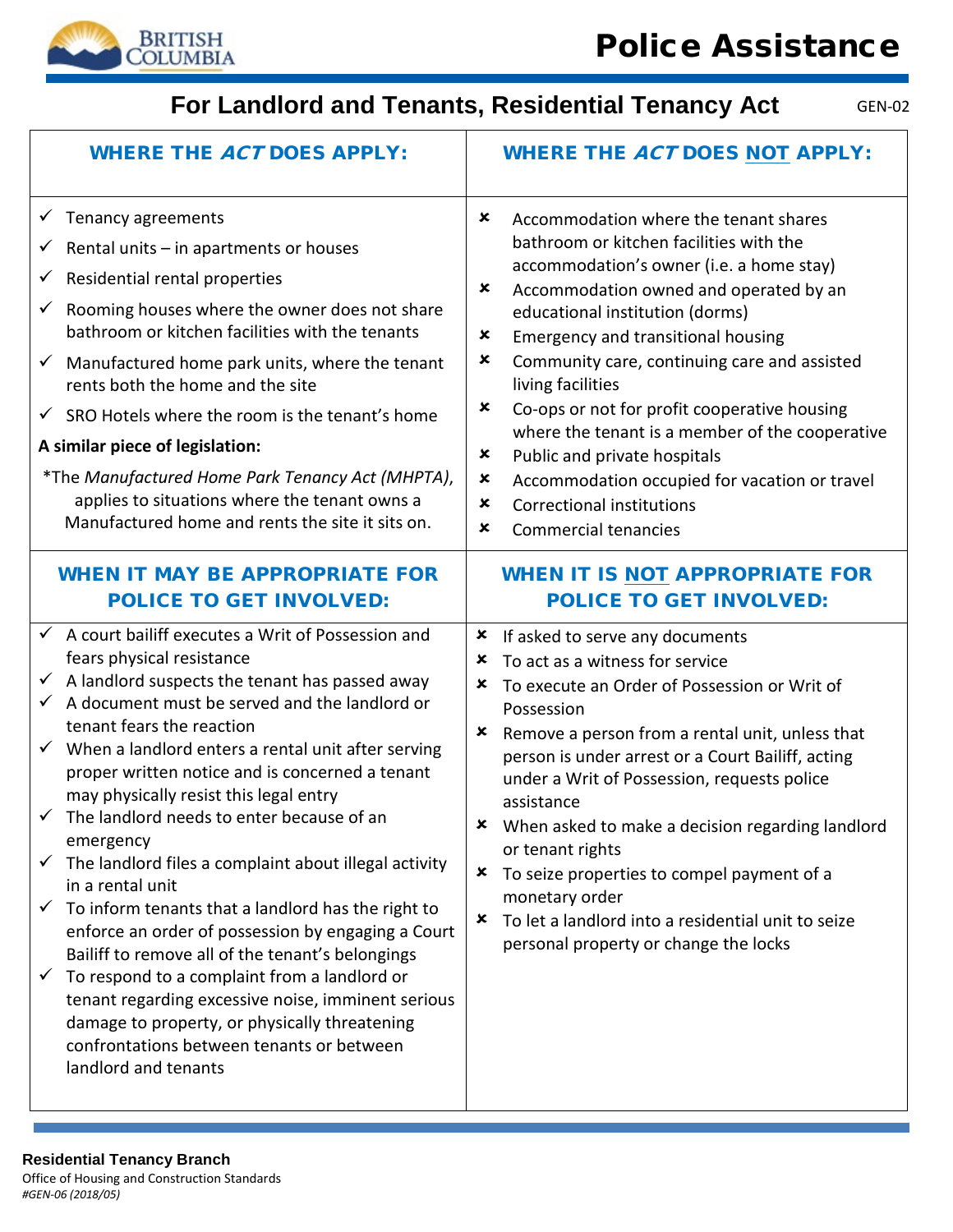# Police Assistance

## For Landlord and Tenants, Residential Tenancy Act

GEN-02

### WHERE THE *ACT* DOES APPLY:

- ✓ Tenancy agreements
- ✓ Rental units – in apartments or houses
- ✓ Residential rental properties
- ✓ Rooming houses where the owner does not share bathroom or kitchen facilities with the tenants
- ✓ Manufactured home park units, where the tenant rents both the home and the site
- ✓ SRO Hotels where the room is the tenant's home

**A similar piece of legislation:**

*The *Manufactured Home Park Tenancy Act (MHPTA)*, applies to situations where the tenant owns a Manufactured home and rents the site it sits on.

### WHERE THE *ACT* DOES NOT APPLY:

- ✗ Accommodation where the tenant shares bathroom or kitchen facilities with the accommodation's owner (i.e. a home stay)
- ✗ Accommodation owned and operated by an educational institution (dorms)
- ✗ Emergency and transitional housing
- ✗ Community care, continuing care and assisted living facilities
- ✗ Co-ops or not for profit cooperative housing where the tenant is a member of the cooperative
- ✗ Public and private hospitals
- ✗ Accommodation occupied for vacation or travel
- ✗ Correctional institutions
- ✗ Commercial tenancies

### WHEN IT MAY BE APPROPRIATE FOR POLICE TO GET INVOLVED:

- ✓ A court bailiff executes a Writ of Possession and fears physical resistance
- ✓ A landlord suspects the tenant has passed away
- ✓ A document must be served and the landlord or tenant fears the reaction
- ✓ When a landlord enters a rental unit after serving proper written notice and is concerned a tenant may physically resist this legal entry
- ✓ The landlord needs to enter because of an emergency
- ✓ The landlord files a complaint about illegal activity in a rental unit
- ✓ To inform tenants that a landlord has the right to enforce an order of possession by engaging a Court Bailiff to remove all of the tenant's belongings
- ✓ To respond to a complaint from a landlord or tenant regarding excessive noise, imminent serious damage to property, or physically threatening confrontations between tenants or between landlord and tenants

### WHEN IT IS NOT APPROPRIATE FOR POLICE TO GET INVOLVED:

- ✗ If asked to serve any documents
- ✗ To act as a witness for service
- ✗ To execute an Order of Possession or Writ of Possession
- ✗ Remove a person from a rental unit, unless that person is under arrest or a Court Bailiff, acting under a Writ of Possession, requests police assistance
- ✗ When asked to make a decision regarding landlord or tenant rights
- ✗ To seize properties to compel payment of a monetary order
- ✗ To let a landlord into a residential unit to seize personal property or change the locks

**Residential Tenancy Branch**
Office of Housing and Construction Standards
*#GEN-06 (2018/05)*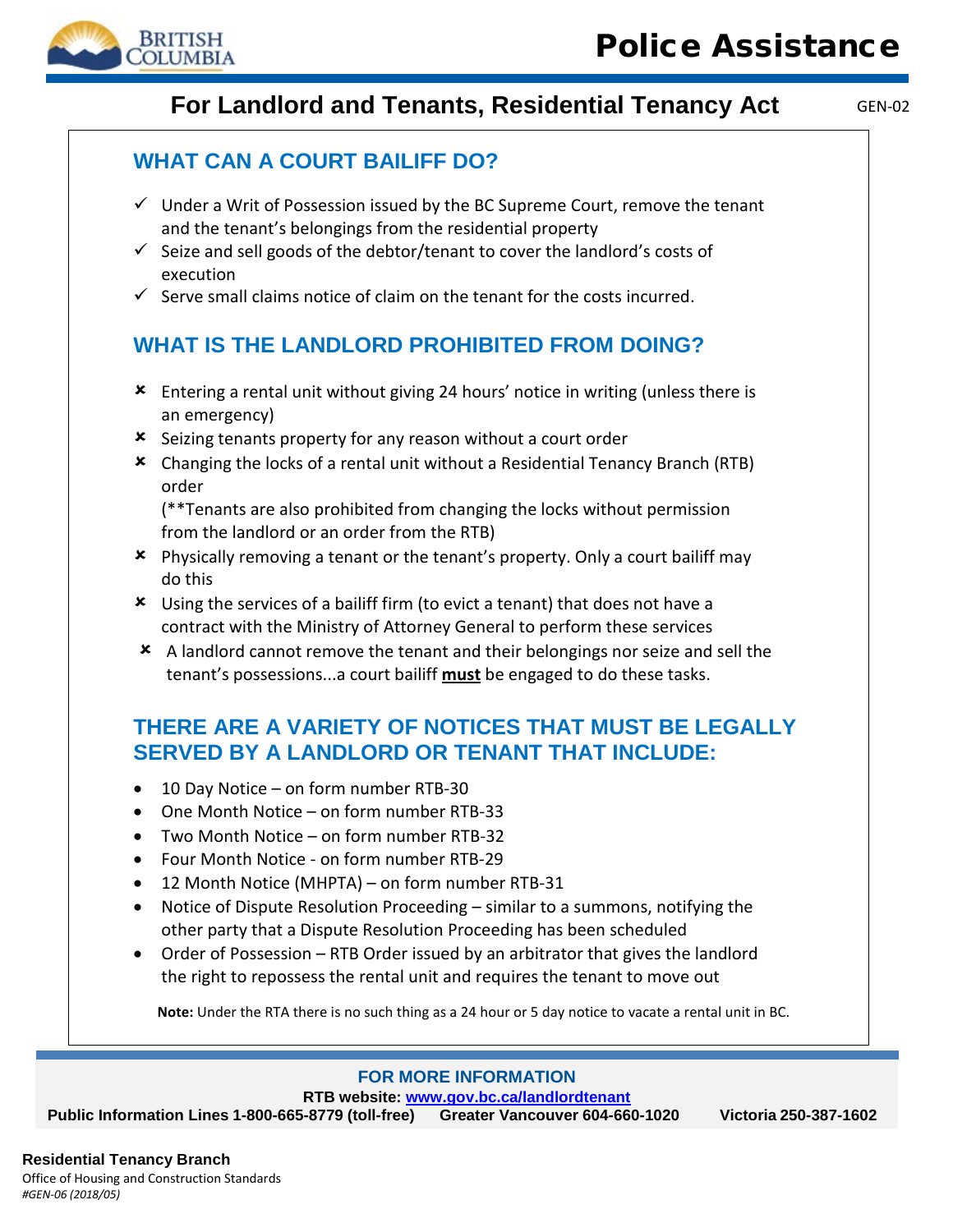# Police Assistance

## For Landlord and Tenants, Residential Tenancy Act

GEN-02

### WHAT CAN A COURT BAILIFF DO?

- ✓ Under a Writ of Possession issued by the BC Supreme Court, remove the tenant and the tenant's belongings from the residential property
- ✓ Seize and sell goods of the debtor/tenant to cover the landlord's costs of execution
- ✓ Serve small claims notice of claim on the tenant for the costs incurred.

### WHAT IS THE LANDLORD PROHIBITED FROM DOING?

- ✗ Entering a rental unit without giving 24 hours' notice in writing (unless there is an emergency)
- ✗ Seizing tenants property for any reason without a court order
- ✗ Changing the locks of a rental unit without a Residential Tenancy Branch (RTB) order
  (**Tenants are also prohibited from changing the locks without permission from the landlord or an order from the RTB)
- ✗ Physically removing a tenant or the tenant's property. Only a court bailiff may do this
- ✗ Using the services of a bailiff firm (to evict a tenant) that does not have a contract with the Ministry of Attorney General to perform these services
- ✗ A landlord cannot remove the tenant and their belongings nor seize and sell the tenant's possessions...a court bailiff **must** be engaged to do these tasks.

### THERE ARE A VARIETY OF NOTICES THAT MUST BE LEGALLY SERVED BY A LANDLORD OR TENANT THAT INCLUDE:

- 10 Day Notice – on form number RTB-30
- One Month Notice – on form number RTB-33
- Two Month Notice – on form number RTB-32
- Four Month Notice - on form number RTB-29
- 12 Month Notice (MHPTA) – on form number RTB-31
- Notice of Dispute Resolution Proceeding – similar to a summons, notifying the other party that a Dispute Resolution Proceeding has been scheduled
- Order of Possession – RTB Order issued by an arbitrator that gives the landlord the right to repossess the rental unit and requires the tenant to move out

**Note:** Under the RTA there is no such thing as a 24 hour or 5 day notice to vacate a rental unit in BC.

**FOR MORE INFORMATION**

**RTB website: www.gov.bc.ca/landlordtenant**

**Public Information Lines 1-800-665-8779 (toll-free)** **Greater Vancouver 604-660-1020** **Victoria 250-387-1602**

**Residential Tenancy Branch**
Office of Housing and Construction Standards
*#GEN-06 (2018/05)*